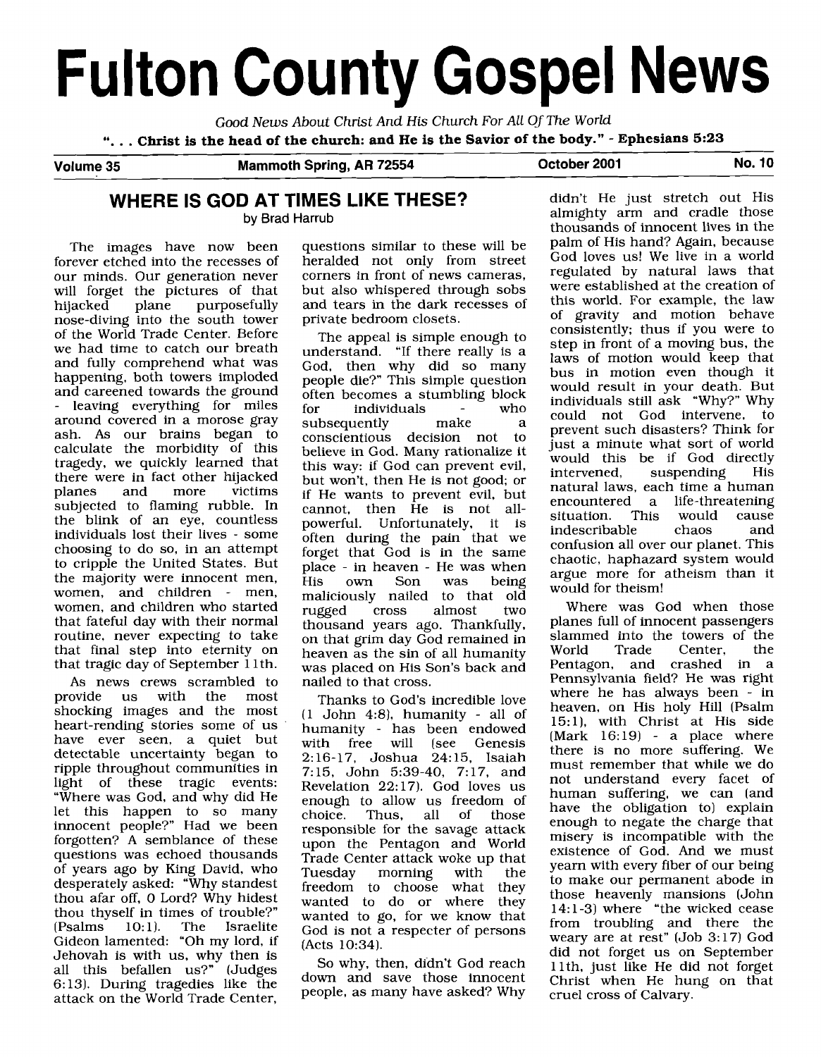# Fulton County Gospel News

*Good News About Christ And His Church For All Of The World*

**". . . Christ is the head of the church: and He is the Savior of the body." - Ephesians 5:23**

**Volume 35 — Mammoth Spring, AR 72554 — October 2001 — No. 10**

## WHERE IS GOD AT TIMES LIKE THESE?

by Brad Harrub

The images have now been forever etched into the recesses of our minds. Our generation never will forget the pictures of that hijacked plane purposefully nose-diving into the south tower of the World Trade Center. Before we had time to catch our breath and fully comprehend what was happening, both towers imploded and careened towards the ground - leaving everything for miles around covered in a morose gray ash. As our brains began to calculate the morbidity of this tragedy, we quickly learned that there were in fact other hijacked planes and more victims subjected to flaming rubble. In the blink of an eye, countless individuals lost their lives - some choosing to do so, in an attempt to cripple the United States. But the majority were innocent men, women, and children - men, women, and children who started that fateful day with their normal routine, never expecting to take that final step into eternity on that tragic day of September 11th.

As news crews scrambled to provide us with the most shocking images and the most heart-rending stories some of us have ever seen, a quiet but detectable uncertainty began to ripple throughout communities in light of these tragic events: "Where was God, and why did He let this happen to so many innocent people?" Had we been forgotten? A semblance of these questions was echoed thousands of years ago by King David, who desperately asked: "Why standest thou afar off, O Lord? Why hidest thou thyself in times of trouble?" (Psalms 10:1). The Israelite Gideon lamented: "Oh my lord, if Jehovah is with us, why then is all this befallen us?" (Judges 6:13). During tragedies like the attack on the World Trade Center, questions similar to these will be heralded not only from street corners in front of news cameras, but also whispered through sobs and tears in the dark recesses of private bedroom closets.

The appeal is simple enough to understand. "If there really is a God, then why did so many people die?" This simple question often becomes a stumbling block for individuals - who subsequently make a conscientious decision not to believe in God. Many rationalize it this way: if God can prevent evil, but won't, then He is not good; or if He wants to prevent evil, but cannot, then He is not all-powerful. Unfortunately, it is often during the pain that we forget that God is in the same place - in heaven - He was when His own Son was being maliciously nailed to that old rugged cross almost two thousand years ago. Thankfully, on that grim day God remained in heaven as the sin of all humanity was placed on His Son's back and nailed to that cross.

Thanks to God's incredible love (1 John 4:8), humanity - all of humanity - has been endowed with free will (see Genesis 2:16-17, Joshua 24:15, Isaiah 7:15, John 5:39-40, 7:17, and Revelation 22:17). God loves us enough to allow us freedom of choice. Thus, all of those responsible for the savage attack upon the Pentagon and World Trade Center attack woke up that Tuesday morning with the freedom to choose what they wanted to do or where they wanted to go, for we know that God is not a respecter of persons (Acts 10:34).

So why, then, didn't God reach down and save those innocent people, as many have asked? Why didn't He just stretch out His almighty arm and cradle those thousands of innocent lives in the palm of His hand? Again, because God loves us! We live in a world regulated by natural laws that were established at the creation of this world. For example, the law of gravity and motion behave consistently; thus if you were to step in front of a moving bus, the laws of motion would keep that bus in motion even though it would result in your death. But individuals still ask "Why?" Why could not God intervene, to prevent such disasters? Think for just a minute what sort of world would this be if God directly intervened, suspending His natural laws, each time a human encountered a life-threatening situation. This would cause indescribable chaos and confusion all over our planet. This chaotic, haphazard system would argue more for atheism than it would for theism!

Where was God when those planes full of innocent passengers slammed into the towers of the World Trade Center, the Pentagon, and crashed in a Pennsylvania field? He was right where he has always been - in heaven, on His holy Hill (Psalm 15:1), with Christ at His side (Mark 16:19) - a place where there is no more suffering. We must remember that while we do not understand every facet of human suffering, we can (and have the obligation to) explain enough to negate the charge that misery is incompatible with the existence of God. And we must yearn with every fiber of our being to make our permanent abode in those heavenly mansions (John 14:1-3) where "the wicked cease from troubling and there the weary are at rest" (Job 3:17) God did not forget us on September 11th, just like He did not forget Christ when He hung on that cruel cross of Calvary.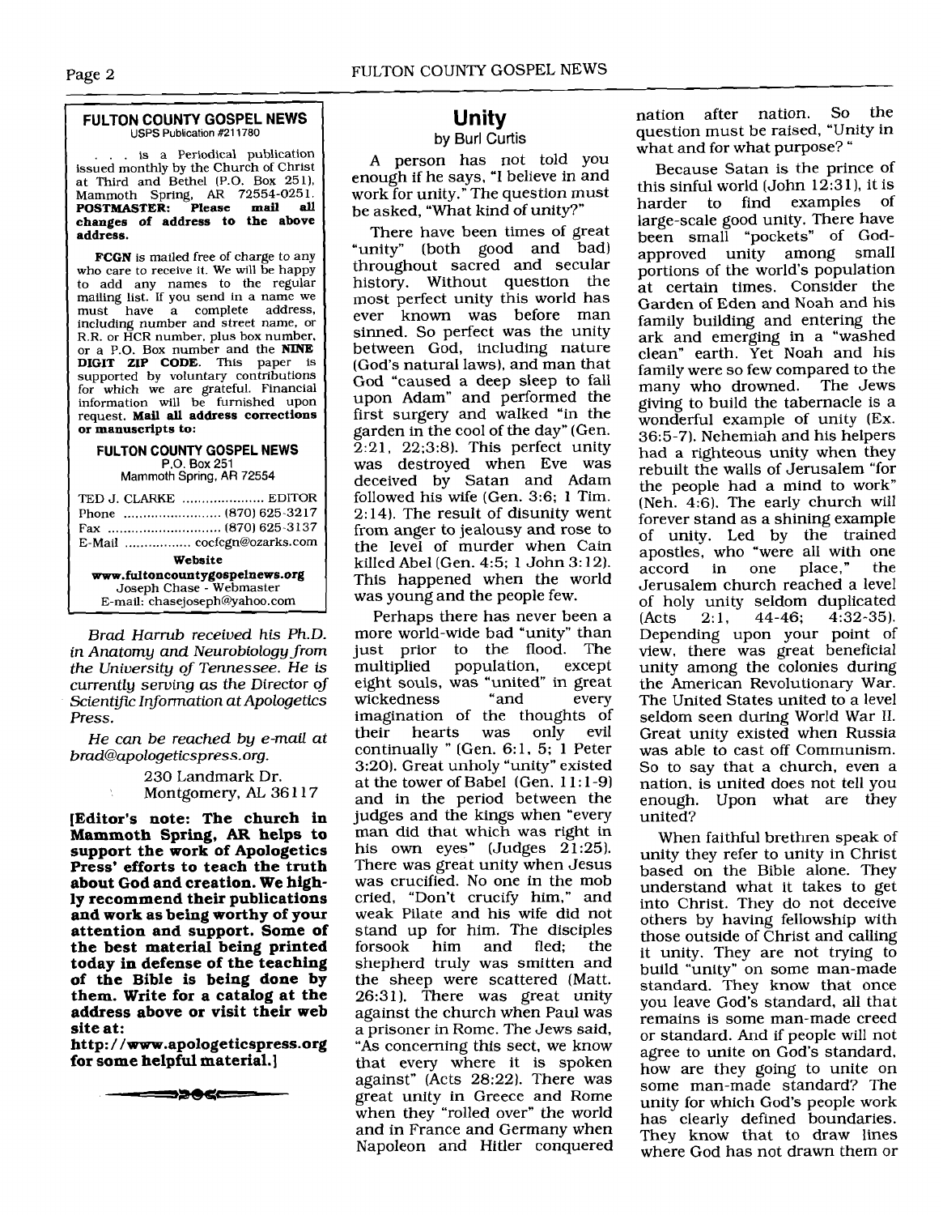**FULTON COUNTY GOSPEL NEWS**
USPS Publication #211780

. . . is a Periodical publication issued monthly by the Church of Christ at Third and Bethel (P.O. Box 251), Mammoth Spring, AR 72554-0251. **POSTMASTER: Please mail all changes of address to the above address.**

**FCGN** is mailed free of charge to any who care to receive it. We will be happy to add any names to the regular mailing list. If you send in a name we must have a complete address, including number and street name, or R.R. or HCR number, plus box number, or a P.O. Box number and the **NINE DIGIT ZIP CODE**. This paper is supported by voluntary contributions for which we are grateful. Financial information will be furnished upon request. **Mail all address corrections or manuscripts to:**

**FULTON COUNTY GOSPEL NEWS**
P.O. Box 251
Mammoth Spring, AR 72554

TED J. CLARKE ..................... EDITOR
Phone ......................... (870) 625-3217
Fax ............................ (870) 625-3137
E-Mail ................ cocfcgn@ozarks.com

**Website**
**www.fultoncountygospelnews.org**
Joseph Chase - Webmaster
E-mail: chasejoseph@yahoo.com

*Brad Harrub received his Ph.D. in Anatomy and Neurobiology from the University of Tennessee. He is currently serving as the Director of Scientific Information at Apologetics Press.*

*He can be reached by e-mail at brad@apologeticspress.org.*

230 Landmark Dr.
Montgomery, AL 36117

**[Editor's note: The church in Mammoth Spring, AR helps to support the work of Apologetics Press' efforts to teach the truth about God and creation. We highly recommend their publications and work as being worthy of your attention and support. Some of the best material being printed today in defense of the teaching of the Bible is being done by them. Write for a catalog at the address above or visit their web site at:**
**http://www.apologeticspress.org for some helpful material.]**

## Unity

by Burl Curtis

A person has not told you enough if he says, "I believe in and work for unity." The question must be asked, "What kind of unity?"

There have been times of great "unity" (both good and bad) throughout sacred and secular history. Without question the most perfect unity this world has ever known was before man sinned. So perfect was the unity between God, including nature (God's natural laws), and man that God "caused a deep sleep to fall upon Adam" and performed the first surgery and walked "in the garden in the cool of the day" (Gen. 2:21, 22;3:8). This perfect unity was destroyed when Eve was deceived by Satan and Adam followed his wife (Gen. 3:6; 1 Tim. 2:14). The result of disunity went from anger to jealousy and rose to the level of murder when Cain killed Abel (Gen. 4:5; 1 John 3:12). This happened when the world was young and the people few.

Perhaps there has never been a more world-wide bad "unity" than just prior to the flood. The multiplied population, except eight souls, was "united" in great wickedness "and every imagination of the thoughts of their hearts was only evil continually " (Gen. 6:1, 5; 1 Peter 3:20). Great unholy "unity" existed at the tower of Babel (Gen. 11:1-9) and in the period between the judges and the kings when "every man did that which was right in his own eyes" (Judges 21:25). There was great unity when Jesus was crucified. No one in the mob cried, "Don't crucify him," and weak Pilate and his wife did not stand up for him. The disciples forsook him and fled; the shepherd truly was smitten and the sheep were scattered (Matt. 26:31). There was great unity against the church when Paul was a prisoner in Rome. The Jews said, "As concerning this sect, we know that every where it is spoken against" (Acts 28:22). There was great unity in Greece and Rome when they "rolled over" the world and in France and Germany when Napoleon and Hitler conquered nation after nation. So the question must be raised, "Unity in what and for what purpose? "

Because Satan is the prince of this sinful world (John 12:31), it is harder to find examples of large-scale good unity. There have been small "pockets" of God-approved unity among small portions of the world's population at certain times. Consider the Garden of Eden and Noah and his family building and entering the ark and emerging in a "washed clean" earth. Yet Noah and his family were so few compared to the many who drowned. The Jews giving to build the tabernacle is a wonderful example of unity (Ex. 36:5-7). Nehemiah and his helpers had a righteous unity when they rebuilt the walls of Jerusalem "for the people had a mind to work" (Neh. 4:6). The early church will forever stand as a shining example of unity. Led by the trained apostles, who "were all with one accord in one place," the Jerusalem church reached a level of holy unity seldom duplicated (Acts 2:1, 44-46; 4:32-35). Depending upon your point of view, there was great beneficial unity among the colonies during the American Revolutionary War. The United States united to a level seldom seen during World War II. Great unity existed when Russia was able to cast off Communism. So to say that a church, even a nation, is united does not tell you enough. Upon what are they united?

When faithful brethren speak of unity they refer to unity in Christ based on the Bible alone. They understand what it takes to get into Christ. They do not deceive others by having fellowship with those outside of Christ and calling it unity. They are not trying to build "unity" on some man-made standard. They know that once you leave God's standard, all that remains is some man-made creed or standard. And if people will not agree to unite on God's standard, how are they going to unite on some man-made standard? The unity for which God's people work has clearly defined boundaries. They know that to draw lines where God has not drawn them or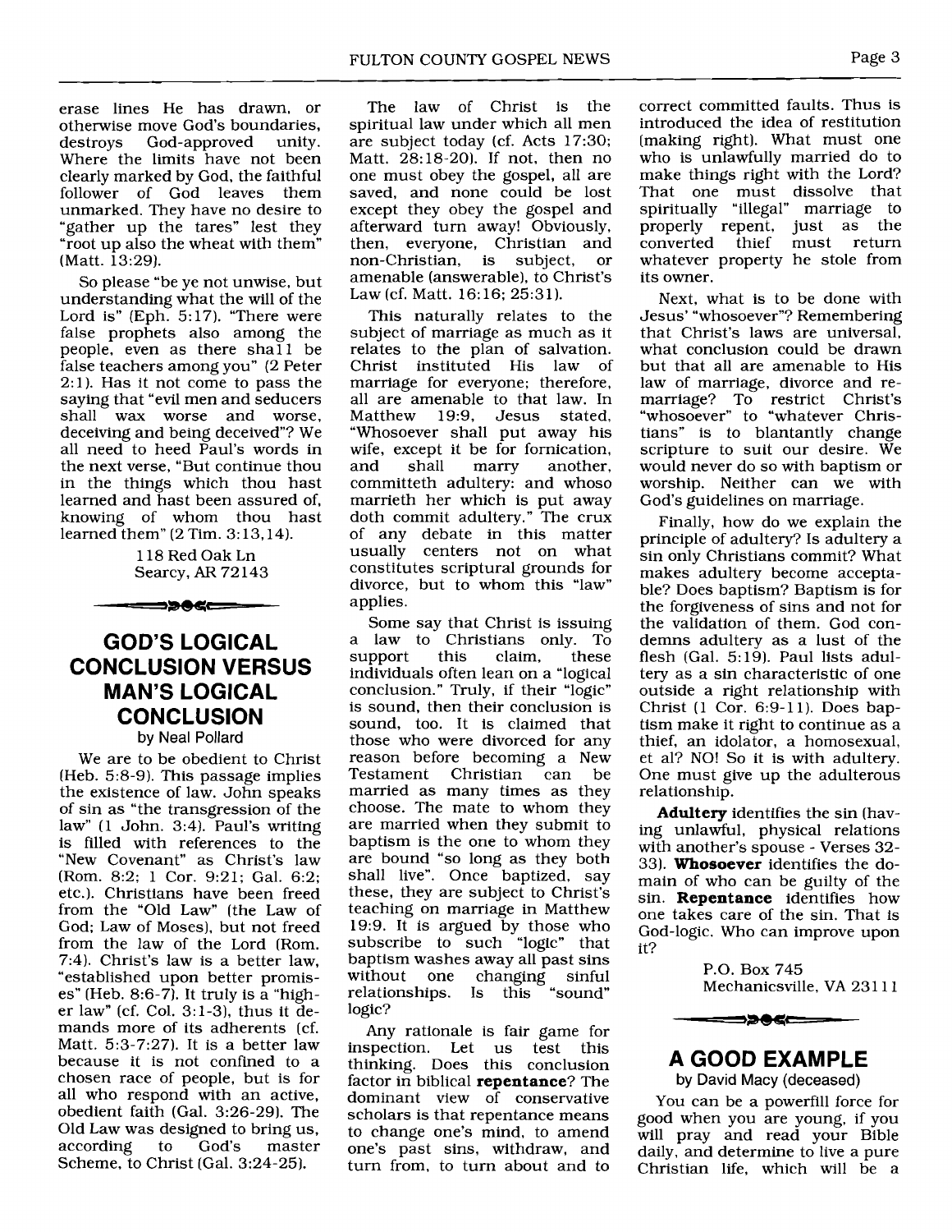erase lines He has drawn, or otherwise move God's boundaries, destroys God-approved unity. Where the limits have not been clearly marked by God, the faithful follower of God leaves them unmarked. They have no desire to "gather up the tares" lest they "root up also the wheat with them" (Matt. 13:29).

So please "be ye not unwise, but understanding what the will of the Lord is" (Eph. 5:17). "There were false prophets also among the people, even as there shall be false teachers among you" (2 Peter 2:1). Has it not come to pass the saying that "evil men and seducers shall wax worse and worse, deceiving and being deceived"? We all need to heed Paul's words in the next verse, "But continue thou in the things which thou hast learned and hast been assured of, knowing of whom thou hast learned them" (2 Tim. 3:13,14).

118 Red Oak Ln
Searcy, AR 72143

## GOD'S LOGICAL CONCLUSION VERSUS MAN'S LOGICAL CONCLUSION

by Neal Pollard

We are to be obedient to Christ (Heb. 5:8-9). This passage implies the existence of law. John speaks of sin as "the transgression of the law" (1 John. 3:4). Paul's writing is filled with references to the "New Covenant" as Christ's law (Rom. 8:2; 1 Cor. 9:21; Gal. 6:2; etc.). Christians have been freed from the "Old Law" (the Law of God; Law of Moses), but not freed from the law of the Lord (Rom. 7:4). Christ's law is a better law, "established upon better promises" (Heb. 8:6-7). It truly is a "higher law" (cf. Col. 3:1-3), thus it demands more of its adherents (cf. Matt. 5:3-7:27). It is a better law because it is not confined to a chosen race of people, but is for all who respond with an active, obedient faith (Gal. 3:26-29). The Old Law was designed to bring us, according to God's master Scheme, to Christ (Gal. 3:24-25).

The law of Christ is the spiritual law under which all men are subject today (cf. Acts 17:30; Matt. 28:18-20). If not, then no one must obey the gospel, all are saved, and none could be lost except they obey the gospel and afterward turn away! Obviously, then, everyone, Christian and non-Christian, is subject, or amenable (answerable), to Christ's Law (cf. Matt. 16:16; 25:31).

This naturally relates to the subject of marriage as much as it relates to the plan of salvation. Christ instituted His law of marriage for everyone; therefore, all are amenable to that law. In Matthew 19:9, Jesus stated, "Whosoever shall put away his wife, except it be for fornication, and shall marry another, committeth adultery: and whoso marrieth her which is put away doth commit adultery." The crux of any debate in this matter usually centers not on what constitutes scriptural grounds for divorce, but to whom this "law" applies.

Some say that Christ is issuing a law to Christians only. To support this claim, these individuals often lean on a "logical conclusion." Truly, if their "logic" is sound, then their conclusion is sound, too. It is claimed that those who were divorced for any reason before becoming a New Testament Christian can be married as many times as they choose. The mate to whom they are married when they submit to baptism is the one to whom they are bound "so long as they both shall live". Once baptized, say these, they are subject to Christ's teaching on marriage in Matthew 19:9. It is argued by those who subscribe to such "logic" that baptism washes away all past sins without one changing sinful relationships. Is this "sound" logic?

Any rationale is fair game for inspection. Let us test this thinking. Does this conclusion factor in biblical **repentance**? The dominant view of conservative scholars is that repentance means to change one's mind, to amend one's past sins, withdraw, and turn from, to turn about and to correct committed faults. Thus is introduced the idea of restitution (making right). What must one who is unlawfully married do to make things right with the Lord? That one must dissolve that spiritually "illegal" marriage to properly repent, just as the converted thief must return whatever property he stole from its owner.

Next, what is to be done with Jesus' "whosoever"? Remembering that Christ's laws are universal, what conclusion could be drawn but that all are amenable to His law of marriage, divorce and remarriage? To restrict Christ's "whosoever" to "whatever Christians" is to blantantly change scripture to suit our desire. We would never do so with baptism or worship. Neither can we with God's guidelines on marriage.

Finally, how do we explain the principle of adultery? Is adultery a sin only Christians commit? What makes adultery become acceptable? Does baptism? Baptism is for the forgiveness of sins and not for the validation of them. God condemns adultery as a lust of the flesh (Gal. 5:19). Paul lists adultery as a sin characteristic of one outside a right relationship with Christ (1 Cor. 6:9-11). Does baptism make it right to continue as a thief, an idolator, a homosexual, et al? NO! So it is with adultery. One must give up the adulterous relationship.

**Adultery** identifies the sin (having unlawful, physical relations with another's spouse - Verses 32-33). **Whosoever** identifies the domain of who can be guilty of the sin. **Repentance** identifies how one takes care of the sin. That is God-logic. Who can improve upon it?

P.O. Box 745
Mechanicsville, VA 23111

## A GOOD EXAMPLE

by David Macy (deceased)

You can be a powerfill force for good when you are young, if you will pray and read your Bible daily, and determine to live a pure Christian life, which will be a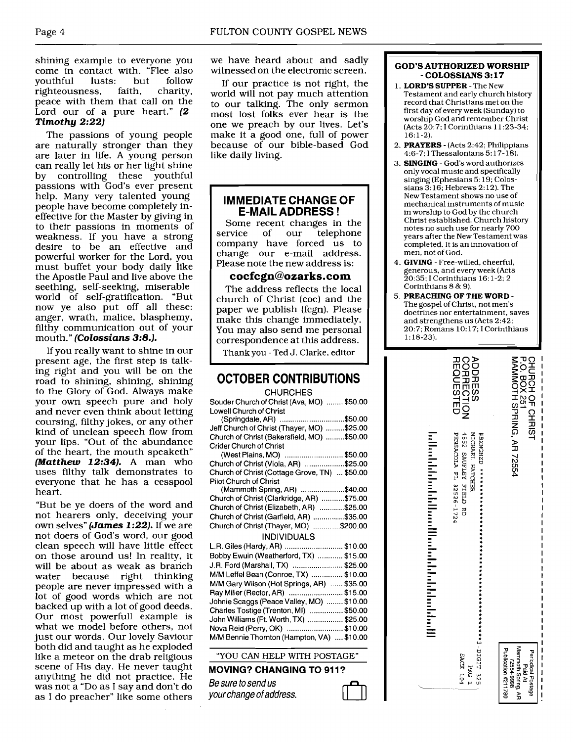shining example to everyone you come in contact with. "Flee also youthful lusts: but follow righteousness, faith, charity, peace with them that call on the Lord our of a pure heart." ***(2 Timothy 2:22)***

The passions of young people are naturally stronger than they are later in life. A young person can really let his or her light shine by controlling these youthful passions with God's ever present help. Many very talented young people have become completely ineffective for the Master by giving in to their passions in moments of weakness. If you have a strong desire to be an effective and powerful worker for the Lord, you must buffet your body daily like the Apostle Paul and live above the seething, self-seeking, miserable world of self-gratification. "But now ye also put off all these: anger, wrath, malice, blasphemy, filthy communication out of your mouth." ***(Colossians 3:8.).***

If you really want to shine in our present age, the first step is talking right and you will be on the road to shining, shining, shining to the Glory of God. Always make your own speech pure and holy and never even think about letting coursing, filthy jokes, or any other kind of unclean speech flow from your lips. "Out of the abundance of the heart, the mouth speaketh" ***(Matthew 12:34).*** A man who uses filthy talk demonstrates to everyone that he has a cesspool heart.

"But be ye doers of the word and not hearers only, deceiving your own selves" ***(James 1:22).*** If we are not doers of God's word, our good clean speech will have little effect on those around us! In reality, it will be about as weak as branch water because right thinking people are never impressed with a lot of good words which are not backed up with a lot of good deeds. Our most powerfull example is what we model before others, not just our words. Our lovely Saviour both did and taught as he exploded like a meteor on the drab religious scene of His day. He never taught anything he did not practice. He was not a "Do as I say and don't do as I do preacher" like some others we have heard about and sadly witnessed on the electronic screen.

If our practice is not right, the world will not pay much attention to our talking. The only sermon most lost folks ever hear is the one we preach by our lives. Let's make it a good one, full of power because of our bible-based God like daily living.

## IMMEDIATE CHANGE OF E-MAIL ADDRESS!

Some recent changes in the service of our telephone company have forced us to change our e-mail address. Please note the new address is:

**cocfcgn@ozarks.com**

The address reflects the local church of Christ (coc) and the paper we publish (fcgn). Please make this change immediately. You may also send me personal correspondence at this address.

Thank you - Ted J. Clarke, editor

## OCTOBER CONTRIBUTIONS

### CHURCHES

| | |
|---|---|
| Souder Church of Christ (Ava, MO) | $50.00 |
| Lowell Church of Christ (Springdale, AR) | $50.00 |
| Jeff Church of Christ (Thayer, MO) | $25.00 |
| Church of Christ (Bakersfield, MO) | $50.00 |
| Crider Church of Christ (West Plains, MO) | $50.00 |
| Church of Christ (Viola, AR) | $25.00 |
| Church of Christ (Cottage Grove, TN) | $50.00 |
| Pilot Church of Christ (Mammoth Spring, AR) | $40.00 |
| Church of Christ (Clarkridge, AR) | $75.00 |
| Church of Christ (Elizabeth, AR) | $25.00 |
| Church of Christ (Garfield, AR) | $35.00 |
| Church of Christ (Thayer, MO) | $200.00 |

### INDIVIDUALS

| | |
|---|---|
| L.R. Giles (Hardy, AR) | $10.00 |
| Bobby Ewuin (Weatherford, TX) | $15.00 |
| J.R. Ford (Marshall, TX) | $25.00 |
| M/M Leffel Bean (Conroe, TX) | $10.00 |
| M/M Gary Wilson (Hot Springs, AR) | $35.00 |
| Ray Miller (Rector, AR) | $15.00 |
| Johnie Scaggs (Peace Valley, MO) | $10.00 |
| Charles Tostige (Trenton, MI) | $50.00 |
| John Williams (Ft. Worth, TX) | $25.00 |
| Nova Reid (Perry, OK) | $10.00 |
| M/M Bennie Thornton (Hampton, VA) | $10.00 |

"YOU CAN HELP WITH POSTAGE"

**MOVING? CHANGING TO 911?**

*Be sure to send us your change of address.*

## GOD'S AUTHORIZED WORSHIP - COLOSSIANS 3:17

1. **LORD'S SUPPER** - The New Testament and early church history record that Christians met on the first day of every week (Sunday) to worship God and remember Christ (Acts 20:7; I Corinthians 11:23-34; 16:1-2).
2. **PRAYERS** - (Acts 2:42; Philippians 4:6-7; I Thessalonians 5:17-18).
3. **SINGING** - God's word authorizes only vocal music and specifically singing (Ephesians 5:19; Colossians 3:16; Hebrews 2:12). The New Testament shows no use of mechanical instruments of music in worship to God by the church Christ established. Church history notes no such use for nearly 700 years after the New Testament was completed. It is an innovation of men, not of God.
4. **GIVING** - Free-willed, cheerful, generous, and every week (Acts 20:35; I Corinthians 16:1-2; 2 Corinthians 8 & 9).
5. **PREACHING OF THE WORD** - The gospel of Christ, not men's doctrines nor entertainment, saves and strengthens us (Acts 2:42; 20:7; Romans 10:17; I Corinthians 1:18-23).

CHURCH OF CHRIST
P.O. BOX 251
MAMMOTH SPRING, AR 72554

ADDRESS CORRECTION REQUESTED

Periodical Postage Paid At Mammoth Spring, AR 72554-9998 Publication #211780

#BXNCHZD ****************************3-DIGIT 325
MICHAEL HATCHER PKG 1
4852 SAUFLEY FIELD RD SACK 104
PENSACOLA FL 32526-1724